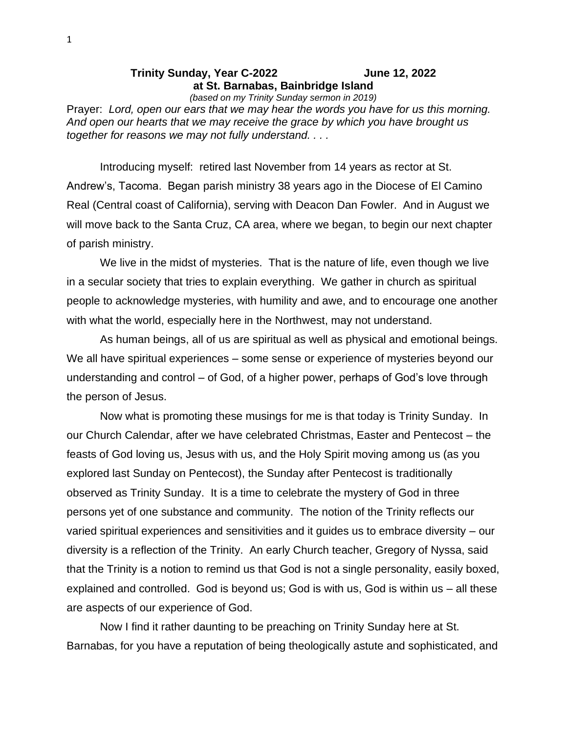**Trinity Sunday, Year C-2022 June 12, 2022**
**at St. Barnabas, Bainbridge Island**

*(based on my Trinity Sunday sermon in 2019)*

Prayer: *Lord, open our ears that we may hear the words you have for us this morning. And open our hearts that we may receive the grace by which you have brought us together for reasons we may not fully understand. . . .*

Introducing myself: retired last November from 14 years as rector at St. Andrew's, Tacoma. Began parish ministry 38 years ago in the Diocese of El Camino Real (Central coast of California), serving with Deacon Dan Fowler. And in August we will move back to the Santa Cruz, CA area, where we began, to begin our next chapter of parish ministry.

We live in the midst of mysteries. That is the nature of life, even though we live in a secular society that tries to explain everything. We gather in church as spiritual people to acknowledge mysteries, with humility and awe, and to encourage one another with what the world, especially here in the Northwest, may not understand.

As human beings, all of us are spiritual as well as physical and emotional beings. We all have spiritual experiences – some sense or experience of mysteries beyond our understanding and control – of God, of a higher power, perhaps of God's love through the person of Jesus.

Now what is promoting these musings for me is that today is Trinity Sunday. In our Church Calendar, after we have celebrated Christmas, Easter and Pentecost – the feasts of God loving us, Jesus with us, and the Holy Spirit moving among us (as you explored last Sunday on Pentecost), the Sunday after Pentecost is traditionally observed as Trinity Sunday. It is a time to celebrate the mystery of God in three persons yet of one substance and community. The notion of the Trinity reflects our varied spiritual experiences and sensitivities and it guides us to embrace diversity – our diversity is a reflection of the Trinity. An early Church teacher, Gregory of Nyssa, said that the Trinity is a notion to remind us that God is not a single personality, easily boxed, explained and controlled. God is beyond us; God is with us, God is within us – all these are aspects of our experience of God.

Now I find it rather daunting to be preaching on Trinity Sunday here at St. Barnabas, for you have a reputation of being theologically astute and sophisticated, and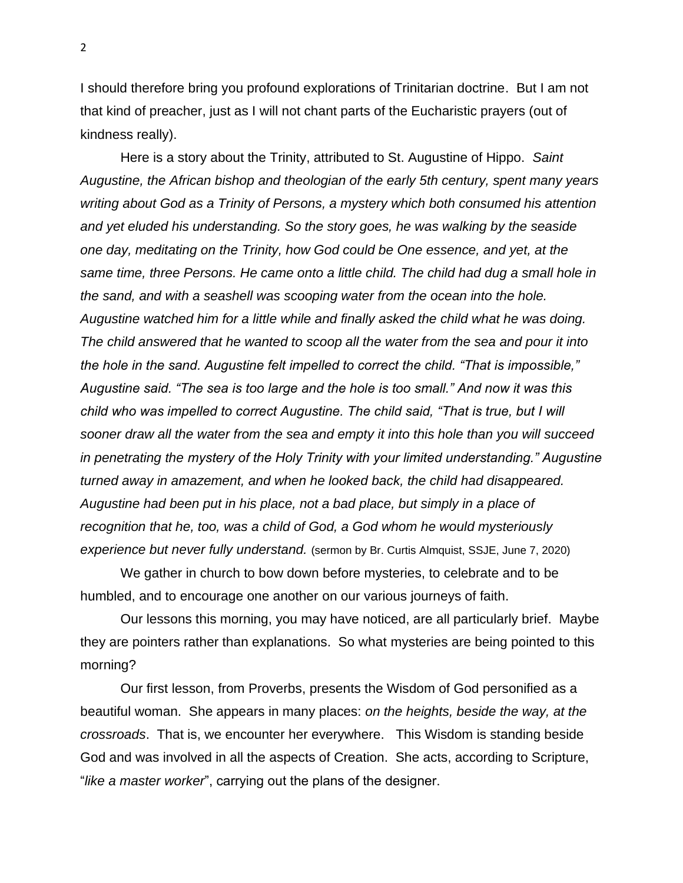I should therefore bring you profound explorations of Trinitarian doctrine. But I am not that kind of preacher, just as I will not chant parts of the Eucharistic prayers (out of kindness really).

Here is a story about the Trinity, attributed to St. Augustine of Hippo. *Saint Augustine, the African bishop and theologian of the early 5th century, spent many years writing about God as a Trinity of Persons, a mystery which both consumed his attention and yet eluded his understanding. So the story goes, he was walking by the seaside one day, meditating on the Trinity, how God could be One essence, and yet, at the same time, three Persons. He came onto a little child. The child had dug a small hole in the sand, and with a seashell was scooping water from the ocean into the hole. Augustine watched him for a little while and finally asked the child what he was doing. The child answered that he wanted to scoop all the water from the sea and pour it into the hole in the sand. Augustine felt impelled to correct the child. "That is impossible," Augustine said. "The sea is too large and the hole is too small." And now it was this child who was impelled to correct Augustine. The child said, "That is true, but I will sooner draw all the water from the sea and empty it into this hole than you will succeed in penetrating the mystery of the Holy Trinity with your limited understanding." Augustine turned away in amazement, and when he looked back, the child had disappeared. Augustine had been put in his place, not a bad place, but simply in a place of recognition that he, too, was a child of God, a God whom he would mysteriously experience but never fully understand.* (sermon by Br. Curtis Almquist, SSJE, June 7, 2020)

We gather in church to bow down before mysteries, to celebrate and to be humbled, and to encourage one another on our various journeys of faith.

Our lessons this morning, you may have noticed, are all particularly brief. Maybe they are pointers rather than explanations. So what mysteries are being pointed to this morning?

Our first lesson, from Proverbs, presents the Wisdom of God personified as a beautiful woman. She appears in many places: *on the heights, beside the way, at the crossroads*. That is, we encounter her everywhere. This Wisdom is standing beside God and was involved in all the aspects of Creation. She acts, according to Scripture, "*like a master worker*", carrying out the plans of the designer.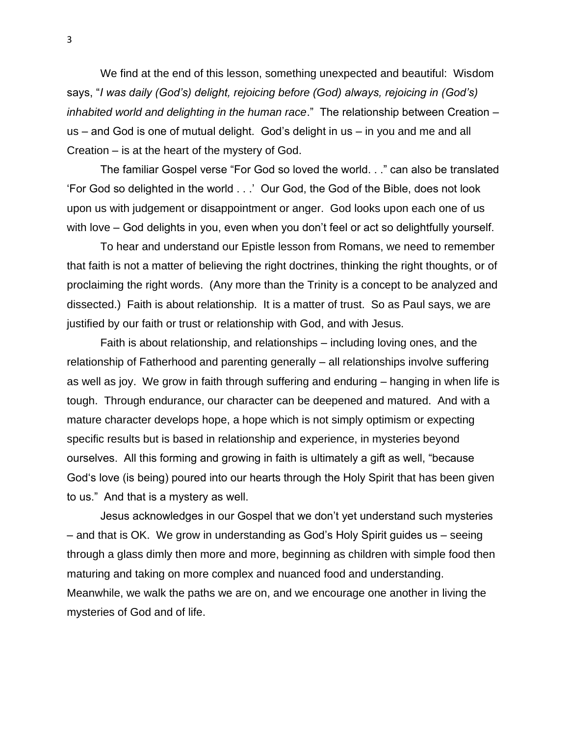We find at the end of this lesson, something unexpected and beautiful: Wisdom says, "*I was daily (God's) delight, rejoicing before (God) always, rejoicing in (God's) inhabited world and delighting in the human race*." The relationship between Creation – us – and God is one of mutual delight. God's delight in us – in you and me and all Creation – is at the heart of the mystery of God.

The familiar Gospel verse "For God so loved the world. . ." can also be translated 'For God so delighted in the world . . .' Our God, the God of the Bible, does not look upon us with judgement or disappointment or anger. God looks upon each one of us with love – God delights in you, even when you don't feel or act so delightfully yourself.

To hear and understand our Epistle lesson from Romans, we need to remember that faith is not a matter of believing the right doctrines, thinking the right thoughts, or of proclaiming the right words. (Any more than the Trinity is a concept to be analyzed and dissected.) Faith is about relationship. It is a matter of trust. So as Paul says, we are justified by our faith or trust or relationship with God, and with Jesus.

Faith is about relationship, and relationships – including loving ones, and the relationship of Fatherhood and parenting generally – all relationships involve suffering as well as joy. We grow in faith through suffering and enduring – hanging in when life is tough. Through endurance, our character can be deepened and matured. And with a mature character develops hope, a hope which is not simply optimism or expecting specific results but is based in relationship and experience, in mysteries beyond ourselves. All this forming and growing in faith is ultimately a gift as well, "because God's love (is being) poured into our hearts through the Holy Spirit that has been given to us." And that is a mystery as well.

Jesus acknowledges in our Gospel that we don't yet understand such mysteries – and that is OK. We grow in understanding as God's Holy Spirit guides us – seeing through a glass dimly then more and more, beginning as children with simple food then maturing and taking on more complex and nuanced food and understanding. Meanwhile, we walk the paths we are on, and we encourage one another in living the mysteries of God and of life.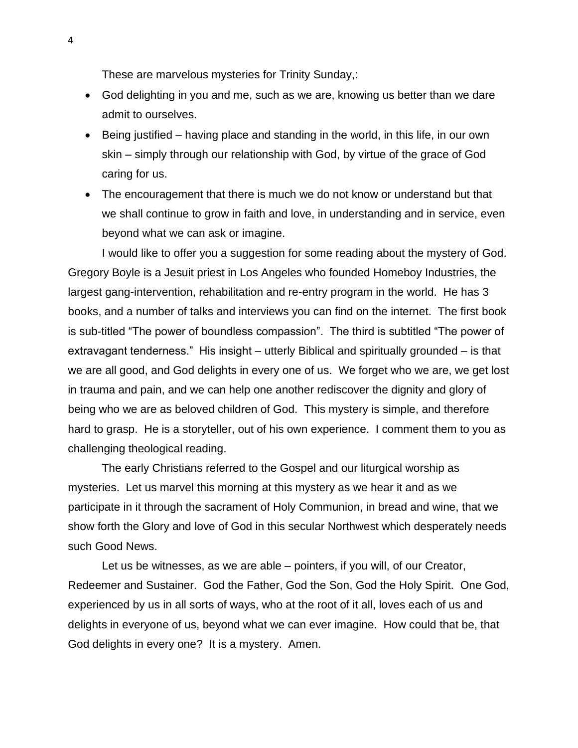These are marvelous mysteries for Trinity Sunday,:

- God delighting in you and me, such as we are, knowing us better than we dare admit to ourselves.
- Being justified – having place and standing in the world, in this life, in our own skin – simply through our relationship with God, by virtue of the grace of God caring for us.
- The encouragement that there is much we do not know or understand but that we shall continue to grow in faith and love, in understanding and in service, even beyond what we can ask or imagine.

I would like to offer you a suggestion for some reading about the mystery of God. Gregory Boyle is a Jesuit priest in Los Angeles who founded Homeboy Industries, the largest gang-intervention, rehabilitation and re-entry program in the world. He has 3 books, and a number of talks and interviews you can find on the internet. The first book is sub-titled "The power of boundless compassion". The third is subtitled "The power of extravagant tenderness." His insight – utterly Biblical and spiritually grounded – is that we are all good, and God delights in every one of us. We forget who we are, we get lost in trauma and pain, and we can help one another rediscover the dignity and glory of being who we are as beloved children of God. This mystery is simple, and therefore hard to grasp. He is a storyteller, out of his own experience. I comment them to you as challenging theological reading.

The early Christians referred to the Gospel and our liturgical worship as mysteries. Let us marvel this morning at this mystery as we hear it and as we participate in it through the sacrament of Holy Communion, in bread and wine, that we show forth the Glory and love of God in this secular Northwest which desperately needs such Good News.

Let us be witnesses, as we are able – pointers, if you will, of our Creator, Redeemer and Sustainer. God the Father, God the Son, God the Holy Spirit. One God, experienced by us in all sorts of ways, who at the root of it all, loves each of us and delights in everyone of us, beyond what we can ever imagine. How could that be, that God delights in every one? It is a mystery. Amen.